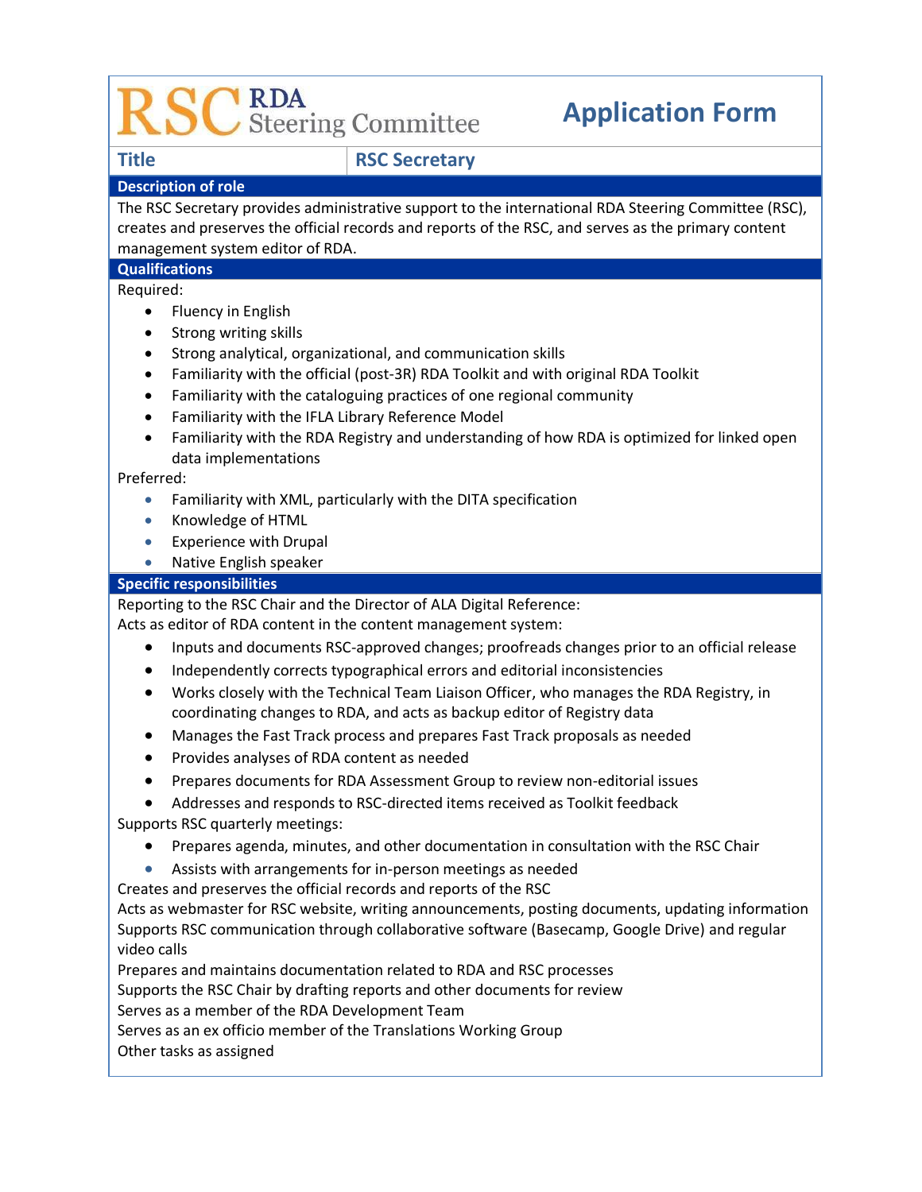# RSC RDA Steering Committee

# Application Form

| Title | RSC Secretary |
| --- | --- |

## Description of role

The RSC Secretary provides administrative support to the international RDA Steering Committee (RSC), creates and preserves the official records and reports of the RSC, and serves as the primary content management system editor of RDA.

## Qualifications

Required:

- Fluency in English
- Strong writing skills
- Strong analytical, organizational, and communication skills
- Familiarity with the official (post-3R) RDA Toolkit and with original RDA Toolkit
- Familiarity with the cataloguing practices of one regional community
- Familiarity with the IFLA Library Reference Model
- Familiarity with the RDA Registry and understanding of how RDA is optimized for linked open data implementations

Preferred:

- Familiarity with XML, particularly with the DITA specification
- Knowledge of HTML
- Experience with Drupal
- Native English speaker

## Specific responsibilities

Reporting to the RSC Chair and the Director of ALA Digital Reference:

Acts as editor of RDA content in the content management system:

- Inputs and documents RSC-approved changes; proofreads changes prior to an official release
- Independently corrects typographical errors and editorial inconsistencies
- Works closely with the Technical Team Liaison Officer, who manages the RDA Registry, in coordinating changes to RDA, and acts as backup editor of Registry data
- Manages the Fast Track process and prepares Fast Track proposals as needed
- Provides analyses of RDA content as needed
- Prepares documents for RDA Assessment Group to review non-editorial issues
- Addresses and responds to RSC-directed items received as Toolkit feedback

Supports RSC quarterly meetings:

- Prepares agenda, minutes, and other documentation in consultation with the RSC Chair
- Assists with arrangements for in-person meetings as needed

Creates and preserves the official records and reports of the RSC

Acts as webmaster for RSC website, writing announcements, posting documents, updating information

Supports RSC communication through collaborative software (Basecamp, Google Drive) and regular video calls

Prepares and maintains documentation related to RDA and RSC processes

Supports the RSC Chair by drafting reports and other documents for review

Serves as a member of the RDA Development Team

Serves as an ex officio member of the Translations Working Group

Other tasks as assigned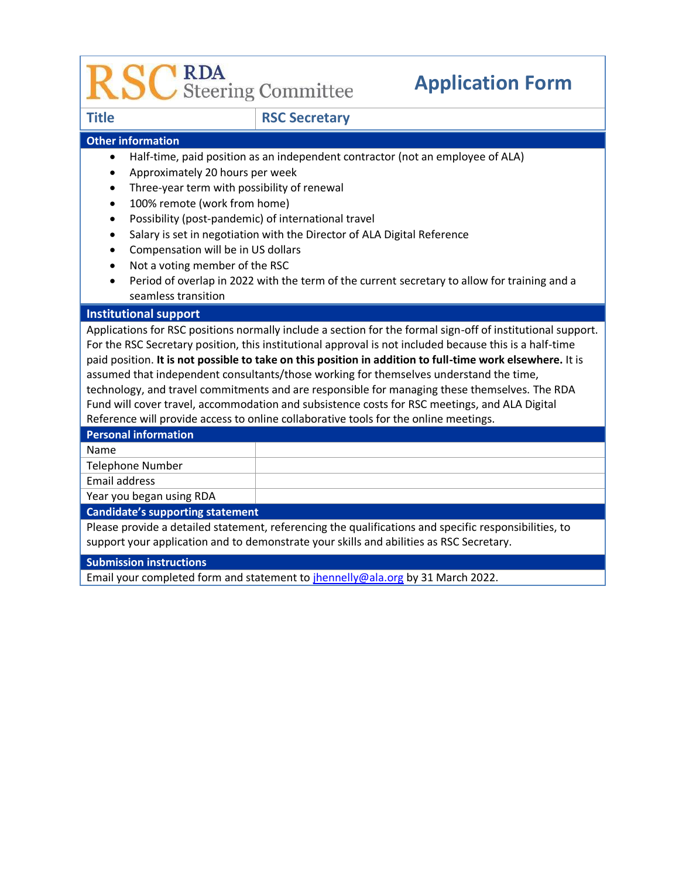# RSC RDA Steering Committee

# Application Form

| | |
|---|---|
| **Title** | **RSC Secretary** |

## Other information

- Half-time, paid position as an independent contractor (not an employee of ALA)
- Approximately 20 hours per week
- Three-year term with possibility of renewal
- 100% remote (work from home)
- Possibility (post-pandemic) of international travel
- Salary is set in negotiation with the Director of ALA Digital Reference
- Compensation will be in US dollars
- Not a voting member of the RSC
- Period of overlap in 2022 with the term of the current secretary to allow for training and a seamless transition

## Institutional support

Applications for RSC positions normally include a section for the formal sign-off of institutional support. For the RSC Secretary position, this institutional approval is not included because this is a half-time paid position. **It is not possible to take on this position in addition to full-time work elsewhere.** It is assumed that independent consultants/those working for themselves understand the time, technology, and travel commitments and are responsible for managing these themselves. The RDA Fund will cover travel, accommodation and subsistence costs for RSC meetings, and ALA Digital Reference will provide access to online collaborative tools for the online meetings.

## Personal information

| | |
|---|---|
| Name | |
| Telephone Number | |
| Email address | |
| Year you began using RDA | |

## Candidate's supporting statement

Please provide a detailed statement, referencing the qualifications and specific responsibilities, to support your application and to demonstrate your skills and abilities as RSC Secretary.

## Submission instructions

Email your completed form and statement to jhennelly@ala.org by 31 March 2022.